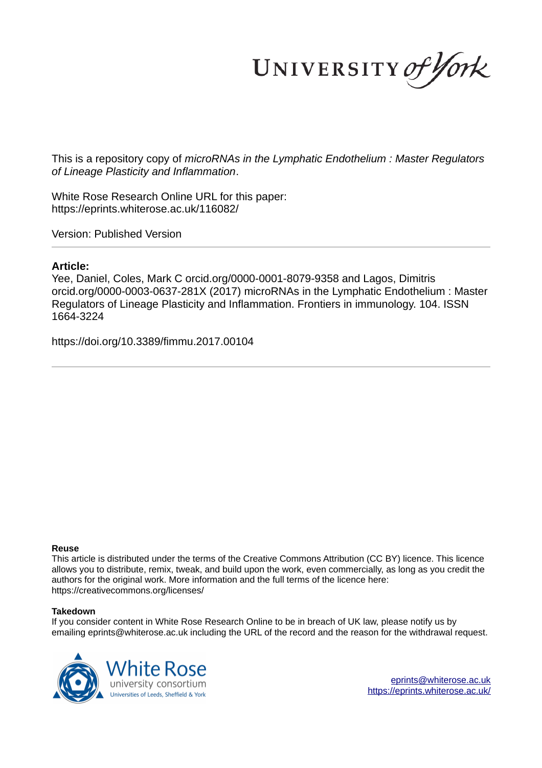This is a repository copy of *microRNAs in the Lymphatic Endothelium : Master Regulators of Lineage Plasticity and Inflammation*.

White Rose Research Online URL for this paper:
https://eprints.whiterose.ac.uk/116082/

Version: Published Version

## Article:

Yee, Daniel, Coles, Mark C orcid.org/0000-0001-8079-9358 and Lagos, Dimitris orcid.org/0000-0003-0637-281X (2017) microRNAs in the Lymphatic Endothelium : Master Regulators of Lineage Plasticity and Inflammation. Frontiers in immunology. 104. ISSN 1664-3224

https://doi.org/10.3389/fimmu.2017.00104

### Reuse

This article is distributed under the terms of the Creative Commons Attribution (CC BY) licence. This licence allows you to distribute, remix, tweak, and build upon the work, even commercially, as long as you credit the authors for the original work. More information and the full terms of the licence here: https://creativecommons.org/licenses/

### Takedown

If you consider content in White Rose Research Online to be in breach of UK law, please notify us by emailing eprints@whiterose.ac.uk including the URL of the record and the reason for the withdrawal request.

eprints@whiterose.ac.uk
https://eprints.whiterose.ac.uk/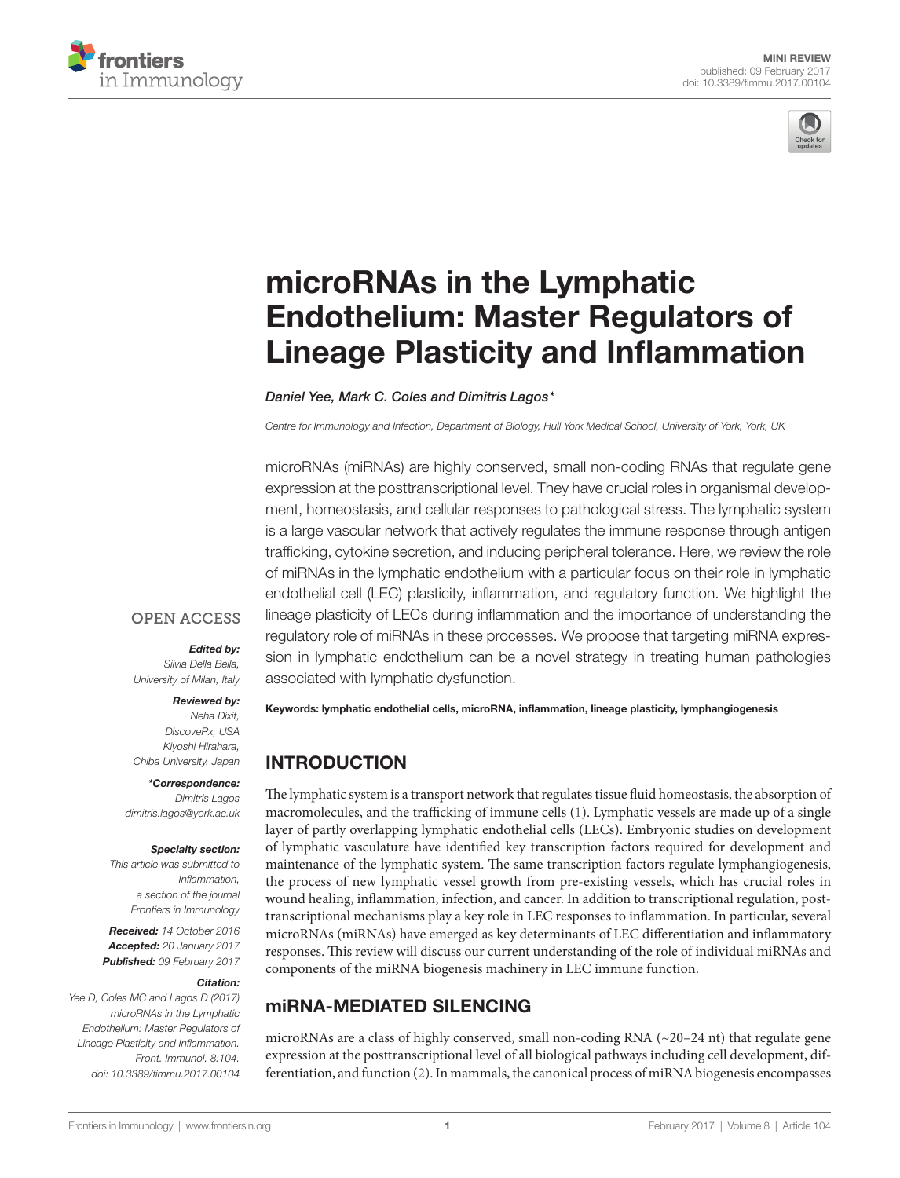# microRNAs in the Lymphatic Endothelium: Master Regulators of Lineage Plasticity and Inflammation

*Daniel Yee, Mark C. Coles and Dimitris Lagos\**

Centre for Immunology and Infection, Department of Biology, Hull York Medical School, University of York, York, UK

microRNAs (miRNAs) are highly conserved, small non-coding RNAs that regulate gene expression at the posttranscriptional level. They have crucial roles in organismal development, homeostasis, and cellular responses to pathological stress. The lymphatic system is a large vascular network that actively regulates the immune response through antigen trafficking, cytokine secretion, and inducing peripheral tolerance. Here, we review the role of miRNAs in the lymphatic endothelium with a particular focus on their role in lymphatic endothelial cell (LEC) plasticity, inflammation, and regulatory function. We highlight the lineage plasticity of LECs during inflammation and the importance of understanding the regulatory role of miRNAs in these processes. We propose that targeting miRNA expression in lymphatic endothelium can be a novel strategy in treating human pathologies associated with lymphatic dysfunction.

**Keywords: lymphatic endothelial cells, microRNA, inflammation, lineage plasticity, lymphangiogenesis**

OPEN ACCESS

***Edited by:***
*Silvia Della Bella, University of Milan, Italy*

***Reviewed by:***
*Neha Dixit, DiscoveRx, USA*
*Kiyoshi Hirahara, Chiba University, Japan*

***\*Correspondence:***
*Dimitris Lagos*
*dimitris.lagos@york.ac.uk*

***Specialty section:***
*This article was submitted to Inflammation, a section of the journal Frontiers in Immunology*

***Received:*** *14 October 2016*
***Accepted:*** *20 January 2017*
***Published:*** *09 February 2017*

***Citation:***
*Yee D, Coles MC and Lagos D (2017) microRNAs in the Lymphatic Endothelium: Master Regulators of Lineage Plasticity and Inflammation. Front. Immunol. 8:104. doi: 10.3389/fimmu.2017.00104*

## INTRODUCTION

The lymphatic system is a transport network that regulates tissue fluid homeostasis, the absorption of macromolecules, and the trafficking of immune cells (1). Lymphatic vessels are made up of a single layer of partly overlapping lymphatic endothelial cells (LECs). Embryonic studies on development of lymphatic vasculature have identified key transcription factors required for development and maintenance of the lymphatic system. The same transcription factors regulate lymphangiogenesis, the process of new lymphatic vessel growth from pre-existing vessels, which has crucial roles in wound healing, inflammation, infection, and cancer. In addition to transcriptional regulation, post-transcriptional mechanisms play a key role in LEC responses to inflammation. In particular, several microRNAs (miRNAs) have emerged as key determinants of LEC differentiation and inflammatory responses. This review will discuss our current understanding of the role of individual miRNAs and components of the miRNA biogenesis machinery in LEC immune function.

## miRNA-MEDIATED SILENCING

microRNAs are a class of highly conserved, small non-coding RNA (~20–24 nt) that regulate gene expression at the posttranscriptional level of all biological pathways including cell development, differentiation, and function (2). In mammals, the canonical process of miRNA biogenesis encompasses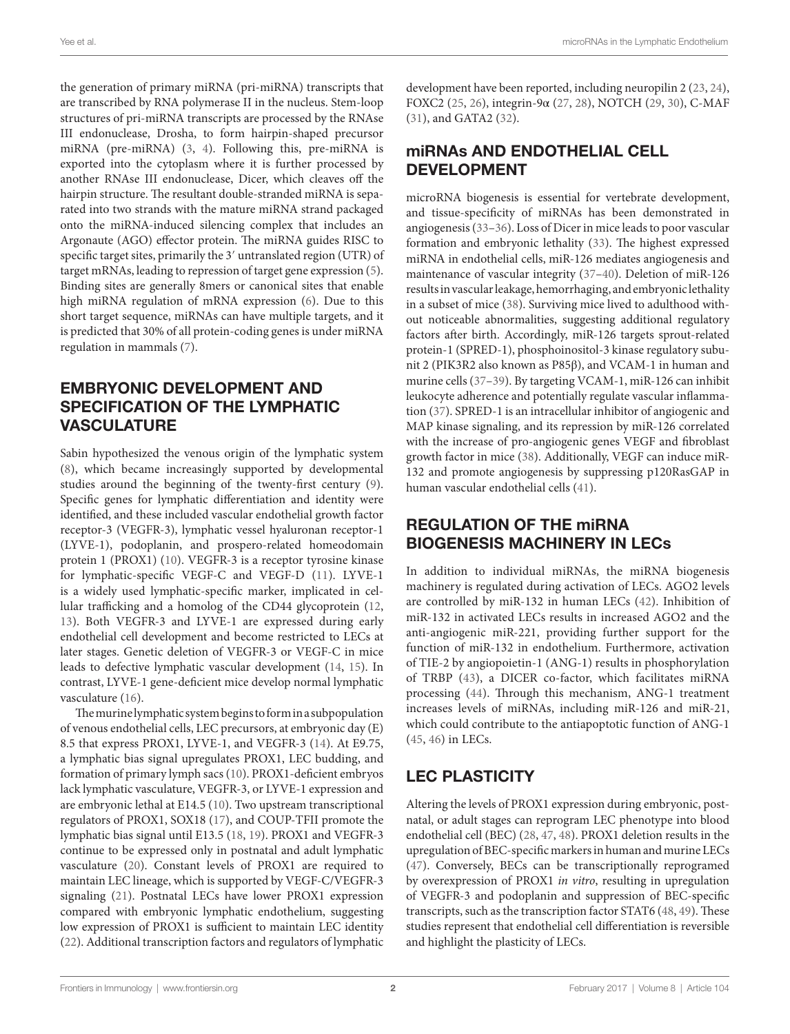the generation of primary miRNA (pri-miRNA) transcripts that are transcribed by RNA polymerase II in the nucleus. Stem-loop structures of pri-miRNA transcripts are processed by the RNAse III endonuclease, Drosha, to form hairpin-shaped precursor miRNA (pre-miRNA) (3, 4). Following this, pre-miRNA is exported into the cytoplasm where it is further processed by another RNAse III endonuclease, Dicer, which cleaves off the hairpin structure. The resultant double-stranded miRNA is separated into two strands with the mature miRNA strand packaged onto the miRNA-induced silencing complex that includes an Argonaute (AGO) effector protein. The miRNA guides RISC to specific target sites, primarily the 3′ untranslated region (UTR) of target mRNAs, leading to repression of target gene expression (5). Binding sites are generally 8mers or canonical sites that enable high miRNA regulation of mRNA expression (6). Due to this short target sequence, miRNAs can have multiple targets, and it is predicted that 30% of all protein-coding genes is under miRNA regulation in mammals (7).

## EMBRYONIC DEVELOPMENT AND SPECIFICATION OF THE LYMPHATIC VASCULATURE

Sabin hypothesized the venous origin of the lymphatic system (8), which became increasingly supported by developmental studies around the beginning of the twenty-first century (9). Specific genes for lymphatic differentiation and identity were identified, and these included vascular endothelial growth factor receptor-3 (VEGFR-3), lymphatic vessel hyaluronan receptor-1 (LYVE-1), podoplanin, and prospero-related homeodomain protein 1 (PROX1) (10). VEGFR-3 is a receptor tyrosine kinase for lymphatic-specific VEGF-C and VEGF-D (11). LYVE-1 is a widely used lymphatic-specific marker, implicated in cellular trafficking and a homolog of the CD44 glycoprotein (12, 13). Both VEGFR-3 and LYVE-1 are expressed during early endothelial cell development and become restricted to LECs at later stages. Genetic deletion of VEGFR-3 or VEGF-C in mice leads to defective lymphatic vascular development (14, 15). In contrast, LYVE-1 gene-deficient mice develop normal lymphatic vasculature (16).

The murine lymphatic system begins to form in a subpopulation of venous endothelial cells, LEC precursors, at embryonic day (E) 8.5 that express PROX1, LYVE-1, and VEGFR-3 (14). At E9.75, a lymphatic bias signal upregulates PROX1, LEC budding, and formation of primary lymph sacs (10). PROX1-deficient embryos lack lymphatic vasculature, VEGFR-3, or LYVE-1 expression and are embryonic lethal at E14.5 (10). Two upstream transcriptional regulators of PROX1, SOX18 (17), and COUP-TFII promote the lymphatic bias signal until E13.5 (18, 19). PROX1 and VEGFR-3 continue to be expressed only in postnatal and adult lymphatic vasculature (20). Constant levels of PROX1 are required to maintain LEC lineage, which is supported by VEGF-C/VEGFR-3 signaling (21). Postnatal LECs have lower PROX1 expression compared with embryonic lymphatic endothelium, suggesting low expression of PROX1 is sufficient to maintain LEC identity (22). Additional transcription factors and regulators of lymphatic development have been reported, including neuropilin 2 (23, 24), FOXC2 (25, 26), integrin-9α (27, 28), NOTCH (29, 30), C-MAF (31), and GATA2 (32).

## miRNAs AND ENDOTHELIAL CELL DEVELOPMENT

microRNA biogenesis is essential for vertebrate development, and tissue-specificity of miRNAs has been demonstrated in angiogenesis (33–36). Loss of Dicer in mice leads to poor vascular formation and embryonic lethality (33). The highest expressed miRNA in endothelial cells, miR-126 mediates angiogenesis and maintenance of vascular integrity (37–40). Deletion of miR-126 results in vascular leakage, hemorrhaging, and embryonic lethality in a subset of mice (38). Surviving mice lived to adulthood without noticeable abnormalities, suggesting additional regulatory factors after birth. Accordingly, miR-126 targets sprout-related protein-1 (SPRED-1), phosphoinositol-3 kinase regulatory subunit 2 (PIK3R2 also known as P85β), and VCAM-1 in human and murine cells (37–39). By targeting VCAM-1, miR-126 can inhibit leukocyte adherence and potentially regulate vascular inflammation (37). SPRED-1 is an intracellular inhibitor of angiogenic and MAP kinase signaling, and its repression by miR-126 correlated with the increase of pro-angiogenic genes VEGF and fibroblast growth factor in mice (38). Additionally, VEGF can induce miR-132 and promote angiogenesis by suppressing p120RasGAP in human vascular endothelial cells (41).

## REGULATION OF THE miRNA BIOGENESIS MACHINERY IN LECs

In addition to individual miRNAs, the miRNA biogenesis machinery is regulated during activation of LECs. AGO2 levels are controlled by miR-132 in human LECs (42). Inhibition of miR-132 in activated LECs results in increased AGO2 and the anti-angiogenic miR-221, providing further support for the function of miR-132 in endothelium. Furthermore, activation of TIE-2 by angiopoietin-1 (ANG-1) results in phosphorylation of TRBP (43), a DICER co-factor, which facilitates miRNA processing (44). Through this mechanism, ANG-1 treatment increases levels of miRNAs, including miR-126 and miR-21, which could contribute to the antiapoptotic function of ANG-1 (45, 46) in LECs.

## LEC PLASTICITY

Altering the levels of PROX1 expression during embryonic, postnatal, or adult stages can reprogram LEC phenotype into blood endothelial cell (BEC) (28, 47, 48). PROX1 deletion results in the upregulation of BEC-specific markers in human and murine LECs (47). Conversely, BECs can be transcriptionally reprogramed by overexpression of PROX1 *in vitro*, resulting in upregulation of VEGFR-3 and podoplanin and suppression of BEC-specific transcripts, such as the transcription factor STAT6 (48, 49). These studies represent that endothelial cell differentiation is reversible and highlight the plasticity of LECs.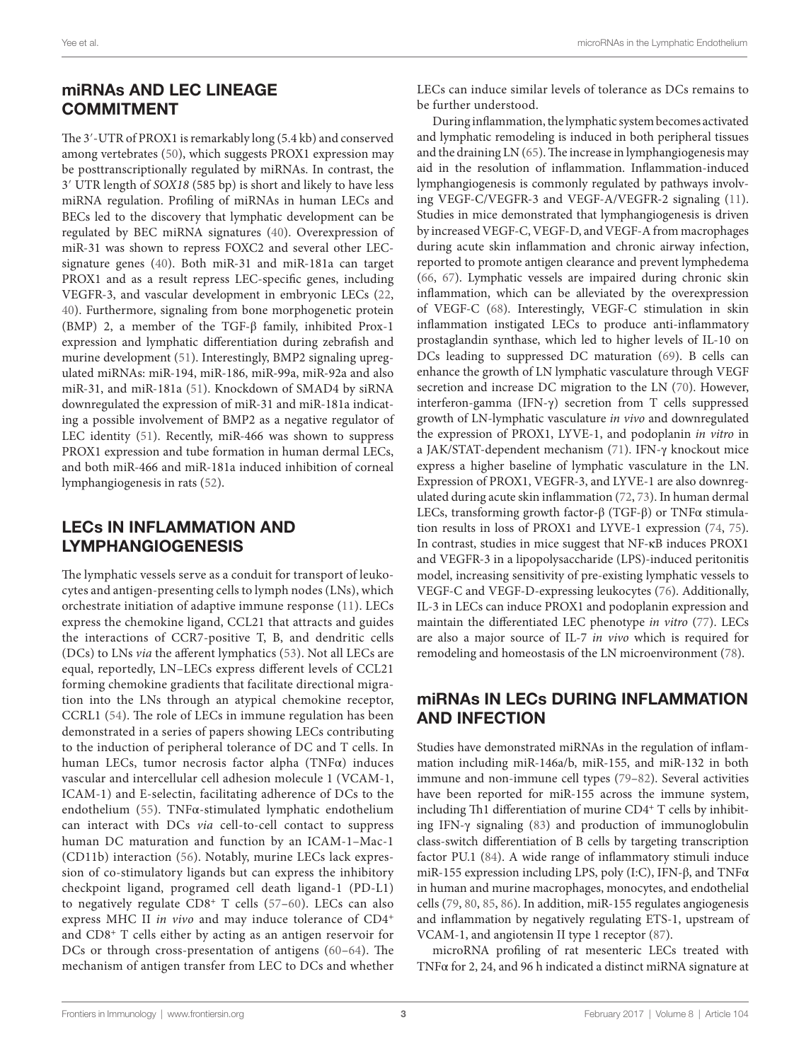## miRNAs AND LEC LINEAGE COMMITMENT

The 3′-UTR of PROX1 is remarkably long (5.4 kb) and conserved among vertebrates (50), which suggests PROX1 expression may be posttranscriptionally regulated by miRNAs. In contrast, the 3′ UTR length of *SOX18* (585 bp) is short and likely to have less miRNA regulation. Profiling of miRNAs in human LECs and BECs led to the discovery that lymphatic development can be regulated by BEC miRNA signatures (40). Overexpression of miR-31 was shown to repress FOXC2 and several other LEC-signature genes (40). Both miR-31 and miR-181a can target PROX1 and as a result repress LEC-specific genes, including VEGFR-3, and vascular development in embryonic LECs (22, 40). Furthermore, signaling from bone morphogenetic protein (BMP) 2, a member of the TGF-β family, inhibited Prox-1 expression and lymphatic differentiation during zebrafish and murine development (51). Interestingly, BMP2 signaling upregulated miRNAs: miR-194, miR-186, miR-99a, miR-92a and also miR-31, and miR-181a (51). Knockdown of SMAD4 by siRNA downregulated the expression of miR-31 and miR-181a indicating a possible involvement of BMP2 as a negative regulator of LEC identity (51). Recently, miR-466 was shown to suppress PROX1 expression and tube formation in human dermal LECs, and both miR-466 and miR-181a induced inhibition of corneal lymphangiogenesis in rats (52).

## LECs IN INFLAMMATION AND LYMPHANGIOGENESIS

The lymphatic vessels serve as a conduit for transport of leukocytes and antigen-presenting cells to lymph nodes (LNs), which orchestrate initiation of adaptive immune response (11). LECs express the chemokine ligand, CCL21 that attracts and guides the interactions of CCR7-positive T, B, and dendritic cells (DCs) to LNs *via* the afferent lymphatics (53). Not all LECs are equal, reportedly, LN–LECs express different levels of CCL21 forming chemokine gradients that facilitate directional migration into the LNs through an atypical chemokine receptor, CCRL1 (54). The role of LECs in immune regulation has been demonstrated in a series of papers showing LECs contributing to the induction of peripheral tolerance of DC and T cells. In human LECs, tumor necrosis factor alpha (TNFα) induces vascular and intercellular cell adhesion molecule 1 (VCAM-1, ICAM-1) and E-selectin, facilitating adherence of DCs to the endothelium (55). TNFα-stimulated lymphatic endothelium can interact with DCs *via* cell-to-cell contact to suppress human DC maturation and function by an ICAM-1–Mac-1 (CD11b) interaction (56). Notably, murine LECs lack expression of co-stimulatory ligands but can express the inhibitory checkpoint ligand, programed cell death ligand-1 (PD-L1) to negatively regulate CD8+ T cells (57–60). LECs can also express MHC II *in vivo* and may induce tolerance of CD4+ and CD8+ T cells either by acting as an antigen reservoir for DCs or through cross-presentation of antigens (60–64). The mechanism of antigen transfer from LEC to DCs and whether LECs can induce similar levels of tolerance as DCs remains to be further understood.

During inflammation, the lymphatic system becomes activated and lymphatic remodeling is induced in both peripheral tissues and the draining LN (65). The increase in lymphangiogenesis may aid in the resolution of inflammation. Inflammation-induced lymphangiogenesis is commonly regulated by pathways involving VEGF-C/VEGFR-3 and VEGF-A/VEGFR-2 signaling (11). Studies in mice demonstrated that lymphangiogenesis is driven by increased VEGF-C, VEGF-D, and VEGF-A from macrophages during acute skin inflammation and chronic airway infection, reported to promote antigen clearance and prevent lymphedema (66, 67). Lymphatic vessels are impaired during chronic skin inflammation, which can be alleviated by the overexpression of VEGF-C (68). Interestingly, VEGF-C stimulation in skin inflammation instigated LECs to produce anti-inflammatory prostaglandin synthase, which led to higher levels of IL-10 on DCs leading to suppressed DC maturation (69). B cells can enhance the growth of LN lymphatic vasculature through VEGF secretion and increase DC migration to the LN (70). However, interferon-gamma (IFN-γ) secretion from T cells suppressed growth of LN-lymphatic vasculature *in vivo* and downregulated the expression of PROX1, LYVE-1, and podoplanin *in vitro* in a JAK/STAT-dependent mechanism (71). IFN-γ knockout mice express a higher baseline of lymphatic vasculature in the LN. Expression of PROX1, VEGFR-3, and LYVE-1 are also downregulated during acute skin inflammation (72, 73). In human dermal LECs, transforming growth factor-β (TGF-β) or TNFα stimulation results in loss of PROX1 and LYVE-1 expression (74, 75). In contrast, studies in mice suggest that NF-κB induces PROX1 and VEGFR-3 in a lipopolysaccharide (LPS)-induced peritonitis model, increasing sensitivity of pre-existing lymphatic vessels to VEGF-C and VEGF-D-expressing leukocytes (76). Additionally, IL-3 in LECs can induce PROX1 and podoplanin expression and maintain the differentiated LEC phenotype *in vitro* (77). LECs are also a major source of IL-7 *in vivo* which is required for remodeling and homeostasis of the LN microenvironment (78).

## miRNAs IN LECs DURING INFLAMMATION AND INFECTION

Studies have demonstrated miRNAs in the regulation of inflammation including miR-146a/b, miR-155, and miR-132 in both immune and non-immune cell types (79–82). Several activities have been reported for miR-155 across the immune system, including Th1 differentiation of murine CD4+ T cells by inhibiting IFN-γ signaling (83) and production of immunoglobulin class-switch differentiation of B cells by targeting transcription factor PU.1 (84). A wide range of inflammatory stimuli induce miR-155 expression including LPS, poly (I:C), IFN-β, and TNFα in human and murine macrophages, monocytes, and endothelial cells (79, 80, 85, 86). In addition, miR-155 regulates angiogenesis and inflammation by negatively regulating ETS-1, upstream of VCAM-1, and angiotensin II type 1 receptor (87).

microRNA profiling of rat mesenteric LECs treated with TNFα for 2, 24, and 96 h indicated a distinct miRNA signature at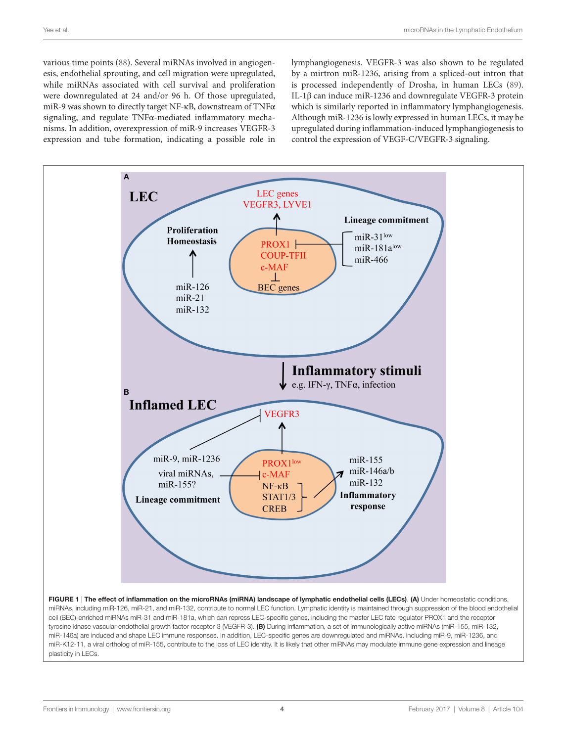various time points (88). Several miRNAs involved in angiogenesis, endothelial sprouting, and cell migration were upregulated, while miRNAs associated with cell survival and proliferation were downregulated at 24 and/or 96 h. Of those upregulated, miR-9 was shown to directly target NF-κB, downstream of TNFα signaling, and regulate TNFα-mediated inflammatory mechanisms. In addition, overexpression of miR-9 increases VEGFR-3 expression and tube formation, indicating a possible role in lymphangiogenesis. VEGFR-3 was also shown to be regulated by a mirtron miR-1236, arising from a spliced-out intron that is processed independently of Drosha, in human LECs (89). IL-1β can induce miR-1236 and downregulate VEGFR-3 protein which is similarly reported in inflammatory lymphangiogenesis. Although miR-1236 is lowly expressed in human LECs, it may be upregulated during inflammation-induced lymphangiogenesis to control the expression of VEGF-C/VEGFR-3 signaling.

**FIGURE 1 | The effect of inflammation on the microRNAs (miRNA) landscape of lymphatic endothelial cells (LECs).** **(A)** Under homeostatic conditions, miRNAs, including miR-126, miR-21, and miR-132, contribute to normal LEC function. Lymphatic identity is maintained through suppression of the blood endothelial cell (BEC)-enriched miRNAs miR-31 and miR-181a, which can repress LEC-specific genes, including the master LEC fate regulator PROX1 and the receptor tyrosine kinase vascular endothelial growth factor receptor-3 (VEGFR-3). **(B)** During inflammation, a set of immunologically active miRNAs (miR-155, miR-132, miR-146a) are induced and shape LEC immune responses. In addition, LEC-specific genes are downregulated and miRNAs, including miR-9, miR-1236, and miR-K12-11, a viral ortholog of miR-155, contribute to the loss of LEC identity. It is likely that other miRNAs may modulate immune gene expression and lineage plasticity in LECs.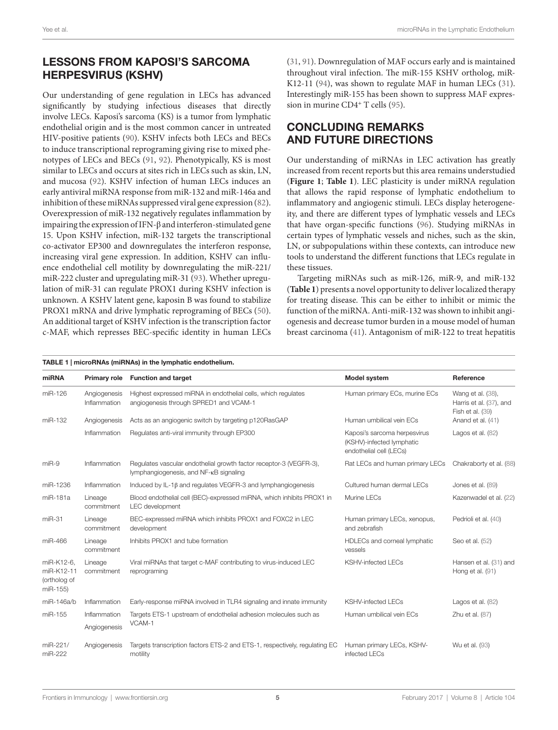## LESSONS FROM KAPOSI'S SARCOMA HERPESVIRUS (KSHV)

Our understanding of gene regulation in LECs has advanced significantly by studying infectious diseases that directly involve LECs. Kaposi's sarcoma (KS) is a tumor from lymphatic endothelial origin and is the most common cancer in untreated HIV-positive patients (90). KSHV infects both LECs and BECs to induce transcriptional reprograming giving rise to mixed phenotypes of LECs and BECs (91, 92). Phenotypically, KS is most similar to LECs and occurs at sites rich in LECs such as skin, LN, and mucosa (92). KSHV infection of human LECs induces an early antiviral miRNA response from miR-132 and miR-146a and inhibition of these miRNAs suppressed viral gene expression (82). Overexpression of miR-132 negatively regulates inflammation by impairing the expression of IFN-β and interferon-stimulated gene 15. Upon KSHV infection, miR-132 targets the transcriptional co-activator EP300 and downregulates the interferon response, increasing viral gene expression. In addition, KSHV can influence endothelial cell motility by downregulating the miR-221/miR-222 cluster and upregulating miR-31 (93). Whether upregulation of miR-31 can regulate PROX1 during KSHV infection is unknown. A KSHV latent gene, kaposin B was found to stabilize PROX1 mRNA and drive lymphatic reprograming of BECs (50). An additional target of KSHV infection is the transcription factor c-MAF, which represses BEC-specific identity in human LECs (31, 91). Downregulation of MAF occurs early and is maintained throughout viral infection. The miR-155 KSHV ortholog, miR-K12-11 (94), was shown to regulate MAF in human LECs (31). Interestingly miR-155 has been shown to suppress MAF expression in murine CD4+ T cells (95).

## CONCLUDING REMARKS AND FUTURE DIRECTIONS

Our understanding of miRNAs in LEC activation has greatly increased from recent reports but this area remains understudied (**Figure 1**; **Table 1**). LEC plasticity is under miRNA regulation that allows the rapid response of lymphatic endothelium to inflammatory and angiogenic stimuli. LECs display heterogeneity, and there are different types of lymphatic vessels and LECs that have organ-specific functions (96). Studying miRNAs in certain types of lymphatic vessels and niches, such as the skin, LN, or subpopulations within these contexts, can introduce new tools to understand the different functions that LECs regulate in these tissues.

Targeting miRNAs such as miR-126, miR-9, and miR-132 (**Table 1**) presents a novel opportunity to deliver localized therapy for treating disease. This can be either to inhibit or mimic the function of the miRNA. Anti-miR-132 was shown to inhibit angiogenesis and decrease tumor burden in a mouse model of human breast carcinoma (41). Antagonism of miR-122 to treat hepatitis

**TABLE 1 | microRNAs (miRNAs) in the lymphatic endothelium.**

| miRNA | Primary role | Function and target | Model system | Reference |
|---|---|---|---|---|
| miR-126 | Angiogenesis Inflammation | Highest expressed miRNA in endothelial cells, which regulates angiogenesis through SPRED1 and VCAM-1 | Human primary ECs, murine ECs | Wang et al. (38), Harris et al. (37), and Fish et al. (39) |
| miR-132 | Angiogenesis | Acts as an angiogenic switch by targeting p120RasGAP | Human umbilical vein ECs | Anand et al. (41) |
| | Inflammation | Regulates anti-viral immunity through EP300 | Kaposi's sarcoma herpesvirus (KSHV)-infected lymphatic endothelial cell (LECs) | Lagos et al. (82) |
| miR-9 | Inflammation | Regulates vascular endothelial growth factor receptor-3 (VEGFR-3), lymphangiogenesis, and NF-κB signaling | Rat LECs and human primary LECs | Chakraborty et al. (88) |
| miR-1236 | Inflammation | Induced by IL-1β and regulates VEGFR-3 and lymphangiogenesis | Cultured human dermal LECs | Jones et al. (89) |
| miR-181a | Lineage commitment | Blood endothelial cell (BEC)-expressed miRNA, which inhibits PROX1 in LEC development | Murine LECs | Kazenwadel et al. (22) |
| miR-31 | Lineage commitment | BEC-expressed miRNA which inhibits PROX1 and FOXC2 in LEC development | Human primary LECs, xenopus, and zebrafish | Pedrioli et al. (40) |
| miR-466 | Lineage commitment | Inhibits PROX1 and tube formation | HDLECs and corneal lymphatic vessels | Seo et al. (52) |
| miR-K12-6, miR-K12-11 (ortholog of miR-155) | Lineage commitment | Viral miRNAs that target c-MAF contributing to virus-induced LEC reprograming | KSHV-infected LECs | Hansen et al. (31) and Hong et al. (91) |
| miR-146a/b | Inflammation | Early-response miRNA involved in TLR4 signaling and innate immunity | KSHV-infected LECs | Lagos et al. (82) |
| miR-155 | Inflammation Angiogenesis | Targets ETS-1 upstream of endothelial adhesion molecules such as VCAM-1 | Human umbilical vein ECs | Zhu et al. (87) |
| miR-221/miR-222 | Angiogenesis | Targets transcription factors ETS-2 and ETS-1, respectively, regulating EC motility | Human primary LECs, KSHV-infected LECs | Wu et al. (93) |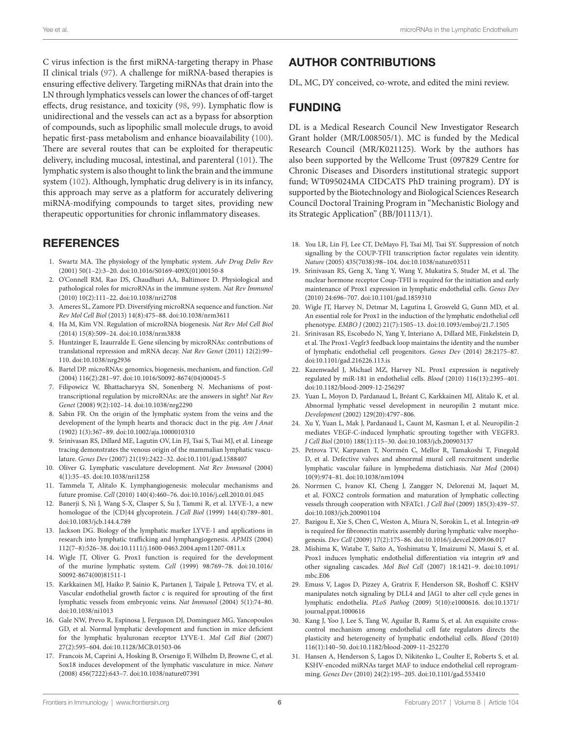C virus infection is the first miRNA-targeting therapy in Phase II clinical trials (97). A challenge for miRNA-based therapies is ensuring effective delivery. Targeting miRNAs that drain into the LN through lymphatics vessels can lower the chances of off-target effects, drug resistance, and toxicity (98, 99). Lymphatic flow is unidirectional and the vessels can act as a bypass for absorption of compounds, such as lipophilic small molecule drugs, to avoid hepatic first-pass metabolism and enhance bioavailability (100). There are several routes that can be exploited for therapeutic delivery, including mucosal, intestinal, and parenteral (101). The lymphatic system is also thought to link the brain and the immune system (102). Although, lymphatic drug delivery is in its infancy, this approach may serve as a platform for accurately delivering miRNA-modifying compounds to target sites, providing new therapeutic opportunities for chronic inflammatory diseases.

## AUTHOR CONTRIBUTIONS

DL, MC, DY conceived, co-wrote, and edited the mini review.

## FUNDING

DL is a Medical Research Council New Investigator Research Grant holder (MR/L008505/1). MC is funded by the Medical Research Council (MR/K021125). Work by the authors has also been supported by the Wellcome Trust (097829 Centre for Chronic Diseases and Disorders institutional strategic support fund; WT095024MA CIDCATS PhD training program). DY is supported by the Biotechnology and Biological Sciences Research Council Doctoral Training Program in "Mechanistic Biology and its Strategic Application" (BB/J01113/1).

## REFERENCES

1. Swartz MA. The physiology of the lymphatic system. *Adv Drug Deliv Rev* (2001) 50(1–2):3–20. doi:10.1016/S0169-409X(01)00150-8
2. O'Connell RM, Rao DS, Chaudhuri AA, Baltimore D. Physiological and pathological roles for microRNAs in the immune system. *Nat Rev Immunol* (2010) 10(2):111–22. doi:10.1038/nri2708
3. Ameres SL, Zamore PD. Diversifying microRNA sequence and function. *Nat Rev Mol Cell Biol* (2013) 14(8):475–88. doi:10.1038/nrm3611
4. Ha M, Kim VN. Regulation of microRNA biogenesis. *Nat Rev Mol Cell Biol* (2014) 15(8):509–24. doi:10.1038/nrm3838
5. Huntzinger E, Izaurralde E. Gene silencing by microRNAs: contributions of translational repression and mRNA decay. *Nat Rev Genet* (2011) 12(2):99–110. doi:10.1038/nrg2936
6. Bartel DP. microRNAs: genomics, biogenesis, mechanism, and function. *Cell* (2004) 116(2):281–97. doi:10.1016/S0092-8674(04)00045-5
7. Filipowicz W, Bhattacharyya SN, Sonenberg N. Mechanisms of post-transcriptional regulation by microRNAs: are the answers in sight? *Nat Rev Genet* (2008) 9(2):102–14. doi:10.1038/nrg2290
8. Sabin FR. On the origin of the lymphatic system from the veins and the development of the lymph hearts and thoracic duct in the pig. *Am J Anat* (1902) 1(3):367–89. doi:10.1002/aja.1000010310
9. Srinivasan RS, Dillard ME, Lagutin OV, Lin FJ, Tsai S, Tsai MJ, et al. Lineage tracing demonstrates the venous origin of the mammalian lymphatic vasculature. *Genes Dev* (2007) 21(19):2422–32. doi:10.1101/gad.1588407
10. Oliver G. Lymphatic vasculature development. *Nat Rev Immunol* (2004) 4(1):35–45. doi:10.1038/nri1258
11. Tammela T, Alitalo K. Lymphangiogenesis: molecular mechanisms and future promise. *Cell* (2010) 140(4):460–76. doi:10.1016/j.cell.2010.01.045
12. Banerji S, Ni J, Wang S-X, Clasper S, Su J, Tammi R, et al. LYVE-1, a new homologue of the {CD}44 glycoprotein. *J Cell Biol* (1999) 144(4):789–801. doi:10.1083/jcb.144.4.789
13. Jackson DG. Biology of the lymphatic marker LYVE-1 and applications in research into lymphatic trafficking and lymphangiogenesis. *APMIS* (2004) 112(7–8):526–38. doi:10.1111/j.1600-0463.2004.apm11207-0811.x
14. Wigle JT, Oliver G. Prox1 function is required for the development of the murine lymphatic system. *Cell* (1999) 98:769–78. doi:10.1016/S0092-8674(00)81511-1
15. Karkkainen MJ, Haiko P, Sainio K, Partanen J, Taipale J, Petrova TV, et al. Vascular endothelial growth factor c is required for sprouting of the first lymphatic vessels from embryonic veins. *Nat Immunol* (2004) 5(1):74–80. doi:10.1038/ni1013
16. Gale NW, Prevo R, Espinosa J, Ferguson DJ, Dominguez MG, Yancopoulos GD, et al. Normal lymphatic development and function in mice deficient for the lymphatic hyaluronan receptor LYVE-1. *Mol Cell Biol* (2007) 27(2):595–604. doi:10.1128/MCB.01503-06
17. Francois M, Caprini A, Hosking B, Orsenigo F, Wilhelm D, Browne C, et al. Sox18 induces development of the lymphatic vasculature in mice. *Nature* (2008) 456(7222):643–7. doi:10.1038/nature07391
18. You LR, Lin FJ, Lee CT, DeMayo FJ, Tsai MJ, Tsai SY. Suppression of notch signalling by the COUP-TFII transcription factor regulates vein identity. *Nature* (2005) 435(7038):98–104. doi:10.1038/nature03511
19. Srinivasan RS, Geng X, Yang Y, Wang Y, Mukatira S, Studer M, et al. The nuclear hormone receptor Coup-TFII is required for the initiation and early maintenance of Prox1 expression in lymphatic endothelial cells. *Genes Dev* (2010) 24:696–707. doi:10.1101/gad.1859310
20. Wigle JT, Harvey N, Detmar M, Lagutina I, Grosveld G, Gunn MD, et al. An essential role for Prox1 in the induction of the lymphatic endothelial cell phenotype. *EMBO J* (2002) 21(7):1505–13. doi:10.1093/emboj/21.7.1505
21. Srinivasan RS, Escobedo N, Yang Y, Interiano A, Dillard ME, Finkelstein D, et al. The Prox1-Vegfr3 feedback loop maintains the identity and the number of lymphatic endothelial cell progenitors. *Genes Dev* (2014) 28:2175–87. doi:10.1101/gad.216226.113.is
22. Kazenwadel J, Michael MZ, Harvey NL. Prox1 expression is negatively regulated by miR-181 in endothelial cells. *Blood* (2010) 116(13):2395–401. doi:10.1182/blood-2009-12-256297
23. Yuan L, Moyon D, Pardanaud L, Bréant C, Karkkainen MJ, Alitalo K, et al. Abnormal lymphatic vessel development in neuropilin 2 mutant mice. *Development* (2002) 129(20):4797–806.
24. Xu Y, Yuan L, Mak J, Pardanaud L, Caunt M, Kasman I, et al. Neuropilin-2 mediates VEGF-C-induced lymphatic sprouting together with VEGFR3. *J Cell Biol* (2010) 188(1):115–30. doi:10.1083/jcb.200903137
25. Petrova TV, Karpanen T, Norrmén C, Mellor R, Tamakoshi T, Finegold D, et al. Defective valves and abnormal mural cell recruitment underlie lymphatic vascular failure in lymphedema distichiasis. *Nat Med* (2004) 10(9):974–81. doi:10.1038/nm1094
26. Norrmen C, Ivanov KI, Cheng J, Zangger N, Delorenzi M, Jaquet M, et al. FOXC2 controls formation and maturation of lymphatic collecting vessels through cooperation with NFATc1. *J Cell Biol* (2009) 185(3):439–57. doi:10.1083/jcb.200901104
27. Bazigou E, Xie S, Chen C, Weston A, Miura N, Sorokin L, et al. Integrin-α9 is required for fibronectin matrix assembly during lymphatic valve morphogenesis. *Dev Cell* (2009) 17(2):175–86. doi:10.1016/j.devcel.2009.06.017
28. Mishima K, Watabe T, Saito A, Yoshimatsu Y, Imaizumi N, Masui S, et al. Prox1 induces lymphatic endothelial differentiation via integrin α9 and other signaling cascades. *Mol Biol Cell* (2007) 18:1421–9. doi:10.1091/mbc.E06
29. Emuss V, Lagos D, Pizzey A, Gratrix F, Henderson SR, Boshoff C. KSHV manipulates notch signaling by DLL4 and JAG1 to alter cell cycle genes in lymphatic endothelia. *PLoS Pathog* (2009) 5(10):e1000616. doi:10.1371/journal.ppat.1000616
30. Kang J, Yoo J, Lee S, Tang W, Aguilar B, Ramu S, et al. An exquisite cross-control mechanism among endothelial cell fate regulators directs the plasticity and heterogeneity of lymphatic endothelial cells. *Blood* (2010) 116(1):140–50. doi:10.1182/blood-2009-11-252270
31. Hansen A, Henderson S, Lagos D, Nikitenko L, Coulter E, Roberts S, et al. KSHV-encoded miRNAs target MAF to induce endothelial cell reprogramming. *Genes Dev* (2010) 24(2):195–205. doi:10.1101/gad.553410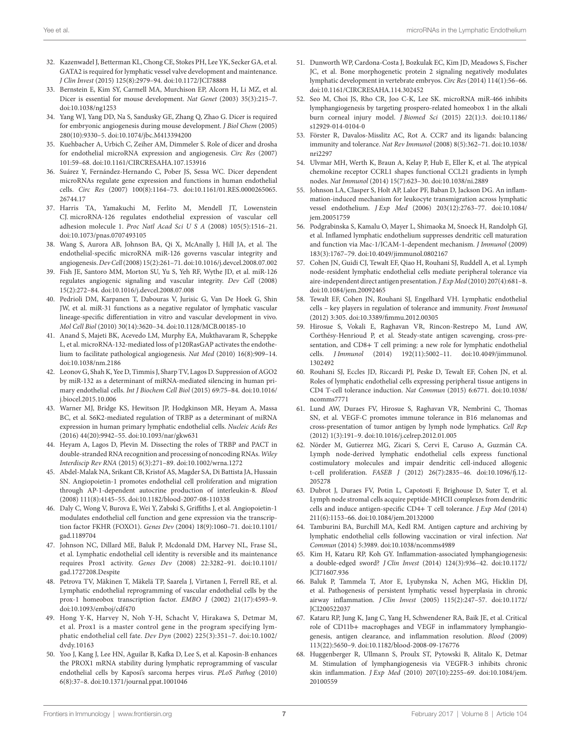32. Kazenwadel J, Betterman KL, Chong CE, Stokes PH, Lee YK, Secker GA, et al. GATA2 is required for lymphatic vessel valve development and maintenance. *J Clin Invest* (2015) 125(8):2979–94. doi:10.1172/JCI78888
33. Bernstein E, Kim SY, Carmell MA, Murchison EP, Alcorn H, Li MZ, et al. Dicer is essential for mouse development. *Nat Genet* (2003) 35(3):215–7. doi:10.1038/ng1253
34. Yang WJ, Yang DD, Na S, Sandusky GE, Zhang Q, Zhao G. Dicer is required for embryonic angiogenesis during mouse development. *J Biol Chem* (2005) 280(10):9330–5. doi:10.1074/jbc.M413394200
35. Kuehbacher A, Urbich C, Zeiher AM, Dimmeler S. Role of dicer and drosha for endothelial microRNA expression and angiogenesis. *Circ Res* (2007) 101:59–68. doi:10.1161/CIRCRESAHA.107.153916
36. Suárez Y, Fernández-Hernando C, Pober JS, Sessa WC. Dicer dependent microRNAs regulate gene expression and functions in human endothelial cells. *Circ Res* (2007) 100(8):1164–73. doi:10.1161/01.RES.0000265065.26744.17
37. Harris TA, Yamakuchi M, Ferlito M, Mendell JT, Lowenstein CJ. microRNA-126 regulates endothelial expression of vascular cell adhesion molecule 1. *Proc Natl Acad Sci U S A* (2008) 105(5):1516–21. doi:10.1073/pnas.0707493105
38. Wang S, Aurora AB, Johnson BA, Qi X, McAnally J, Hill JA, et al. The endothelial-specific microRNA miR-126 governs vascular integrity and angiogenesis. *Dev Cell* (2008) 15(2):261–71. doi:10.1016/j.devcel.2008.07.002
39. Fish JE, Santoro MM, Morton SU, Yu S, Yeh RF, Wythe JD, et al. miR-126 regulates angiogenic signaling and vascular integrity. *Dev Cell* (2008) 15(2):272–84. doi:10.1016/j.devcel.2008.07.008
40. Pedrioli DM, Karpanen T, Dabouras V, Jurisic G, Van De Hoek G, Shin JW, et al. miR-31 functions as a negative regulator of lymphatic vascular lineage-specific differentiation in vitro and vascular development in vivo. *Mol Cell Biol* (2010) 30(14):3620–34. doi:10.1128/MCB.00185-10
41. Anand S, Majeti BK, Acevedo LM, Murphy EA, Mukthavaram R, Scheppke L, et al. microRNA-132-mediated loss of p120RasGAP activates the endothelium to facilitate pathological angiogenesis. *Nat Med* (2010) 16(8):909–14. doi:10.1038/nm.2186
42. Leonov G, Shah K, Yee D, Timmis J, Sharp TV, Lagos D. Suppression of AGO2 by miR-132 as a determinant of miRNA-mediated silencing in human primary endothelial cells. *Int J Biochem Cell Biol* (2015) 69:75–84. doi:10.1016/j.biocel.2015.10.006
43. Warner MJ, Bridge KS, Hewitson JP, Hodgkinson MR, Heyam A, Massa BC, et al. S6K2-mediated regulation of TRBP as a determinant of miRNA expression in human primary lymphatic endothelial cells. *Nucleic Acids Res* (2016) 44(20):9942–55. doi:10.1093/nar/gkw631
44. Heyam A, Lagos D, Plevin M. Dissecting the roles of TRBP and PACT in double-stranded RNA recognition and processing of noncoding RNAs. *Wiley Interdiscip Rev RNA* (2015) 6(3):271–89. doi:10.1002/wrna.1272
45. Abdel-Malak NA, Srikant CB, Kristof AS, Magder SA, Di Battista JA, Hussain SN. Angiopoietin-1 promotes endothelial cell proliferation and migration through AP-1-dependent autocrine production of interleukin-8. *Blood* (2008) 111(8):4145–55. doi:10.1182/blood-2007-08-110338
46. Daly C, Wong V, Burova E, Wei Y, Zabski S, Griffiths J, et al. Angiopoietin-1 modulates endothelial cell function and gene expression via the transcription factor FKHR (FOXO1). *Genes Dev* (2004) 18(9):1060–71. doi:10.1101/gad.1189704
47. Johnson NC, Dillard ME, Baluk P, Mcdonald DM, Harvey NL, Frase SL, et al. Lymphatic endothelial cell identity is reversible and its maintenance requires Prox1 activity. *Genes Dev* (2008) 22:3282–91. doi:10.1101/gad.1727208.Despite
48. Petrova TV, Mäkinen T, Mäkelä TP, Saarela J, Virtanen I, Ferrell RE, et al. Lymphatic endothelial reprogramming of vascular endothelial cells by the prox-1 homeobox transcription factor. *EMBO J* (2002) 21(17):4593–9. doi:10.1093/emboj/cdf470
49. Hong Y-K, Harvey N, Noh Y-H, Schacht V, Hirakawa S, Detmar M, et al. Prox1 is a master control gene in the program specifying lymphatic endothelial cell fate. *Dev Dyn* (2002) 225(3):351–7. doi:10.1002/dvdy.10163
50. Yoo J, Kang J, Lee HN, Aguilar B, Kafka D, Lee S, et al. Kaposin-B enhances the PROX1 mRNA stability during lymphatic reprogramming of vascular endothelial cells by Kaposi's sarcoma herpes virus. *PLoS Pathog* (2010) 6(8):37–8. doi:10.1371/journal.ppat.1001046
51. Dunworth WP, Cardona-Costa J, Bozkulak EC, Kim JD, Meadows S, Fischer JC, et al. Bone morphogenetic protein 2 signaling negatively modulates lymphatic development in vertebrate embryos. *Circ Res* (2014) 114(1):56–66. doi:10.1161/CIRCRESAHA.114.302452
52. Seo M, Choi JS, Rho CR, Joo C-K, Lee SK. microRNA miR-466 inhibits lymphangiogenesis by targeting prospero-related homeobox 1 in the alkali burn corneal injury model. *J Biomed Sci* (2015) 22(1):3. doi:10.1186/s12929-014-0104-0
53. Förster R, Davalos-Misslitz AC, Rot A. CCR7 and its ligands: balancing immunity and tolerance. *Nat Rev Immunol* (2008) 8(5):362–71. doi:10.1038/nri2297
54. Ulvmar MH, Werth K, Braun A, Kelay P, Hub E, Eller K, et al. The atypical chemokine receptor CCRL1 shapes functional CCL21 gradients in lymph nodes. *Nat Immunol* (2014) 15(7):623–30. doi:10.1038/ni.2889
55. Johnson LA, Clasper S, Holt AP, Lalor PF, Baban D, Jackson DG. An inflammation-induced mechanism for leukocyte transmigration across lymphatic vessel endothelium. *J Exp Med* (2006) 203(12):2763–77. doi:10.1084/jem.20051759
56. Podgrabinska S, Kamalu O, Mayer L, Shimaoka M, Snoeck H, Randolph GJ, et al. Inflamed lymphatic endothelium suppresses dendritic cell maturation and function via Mac-1/ICAM-1-dependent mechanism. *J Immunol* (2009) 183(3):1767–79. doi:10.4049/jimmunol.0802167
57. Cohen JN, Guidi CJ, Tewalt EF, Qiao H, Rouhani SJ, Ruddell A, et al. Lymph node-resident lymphatic endothelial cells mediate peripheral tolerance via aire-independent direct antigen presentation. *J Exp Med* (2010) 207(4):681–8. doi:10.1084/jem.20092465
58. Tewalt EF, Cohen JN, Rouhani SJ, Engelhard VH. Lymphatic endothelial cells – key players in regulation of tolerance and immunity. *Front Immunol* (2012) 3:305. doi:10.3389/fimmu.2012.00305
59. Hirosue S, Vokali E, Raghavan VR, Rincon-Restrepo M, Lund AW, Corthésy-Henrioud P, et al. Steady-state antigen scavenging, cross-presentation, and CD8+ T cell priming: a new role for lymphatic endothelial cells. *J Immunol* (2014) 192(11):5002–11. doi:10.4049/jimmunol.1302492
60. Rouhani SJ, Eccles JD, Riccardi PJ, Peske D, Tewalt EF, Cohen JN, et al. Roles of lymphatic endothelial cells expressing peripheral tissue antigens in CD4 T-cell tolerance induction. *Nat Commun* (2015) 6:6771. doi:10.1038/ncomms7771
61. Lund AW, Duraes FV, Hirosue S, Raghavan VR, Nembrini C, Thomas SN, et al. VEGF-C promotes immune tolerance in B16 melanomas and cross-presentation of tumor antigen by lymph node lymphatics. *Cell Rep* (2012) 1(3):191–9. doi:10.1016/j.celrep.2012.01.005
62. Nörder M, Gutierrez MG, Zicari S, Cervi E, Caruso A, Guzmán CA. Lymph node-derived lymphatic endothelial cells express functional costimulatory molecules and impair dendritic cell-induced allogenic t-cell proliferation. *FASEB J* (2012) 26(7):2835–46. doi:10.1096/fj.12-205278
63. Dubrot J, Duraes FV, Potin L, Capotosti F, Brighouse D, Suter T, et al. Lymph node stromal cells acquire peptide-MHCII complexes from dendritic cells and induce antigen-specific CD4+ T cell tolerance. *J Exp Med* (2014) 211(6):1153–66. doi:10.1084/jem.20132000
64. Tamburini BA, Burchill MA, Kedl RM. Antigen capture and archiving by lymphatic endothelial cells following vaccination or viral infection. *Nat Commun* (2014) 5:3989. doi:10.1038/ncomms4989
65. Kim H, Kataru RP, Koh GY. Inflammation-associated lymphangiogenesis: a double-edged sword? *J Clin Invest* (2014) 124(3):936–42. doi:10.1172/JCI71607.936
66. Baluk P, Tammela T, Ator E, Lyubynska N, Achen MG, Hicklin DJ, et al. Pathogenesis of persistent lymphatic vessel hyperplasia in chronic airway inflammation. *J Clin Invest* (2005) 115(2):247–57. doi:10.1172/JCI200522037
67. Kataru RP, Jung K, Jang C, Yang H, Schwendener RA, Baik JE, et al. Critical role of CD11b+ macrophages and VEGF in inflammatory lymphangiogenesis, antigen clearance, and inflammation resolution. *Blood* (2009) 113(22):5650–9. doi:10.1182/blood-2008-09-176776
68. Huggenberger R, Ullmann S, Proulx ST, Pytowski B, Alitalo K, Detmar M. Stimulation of lymphangiogenesis via VEGFR-3 inhibits chronic skin inflammation. *J Exp Med* (2010) 207(10):2255–69. doi:10.1084/jem.20100559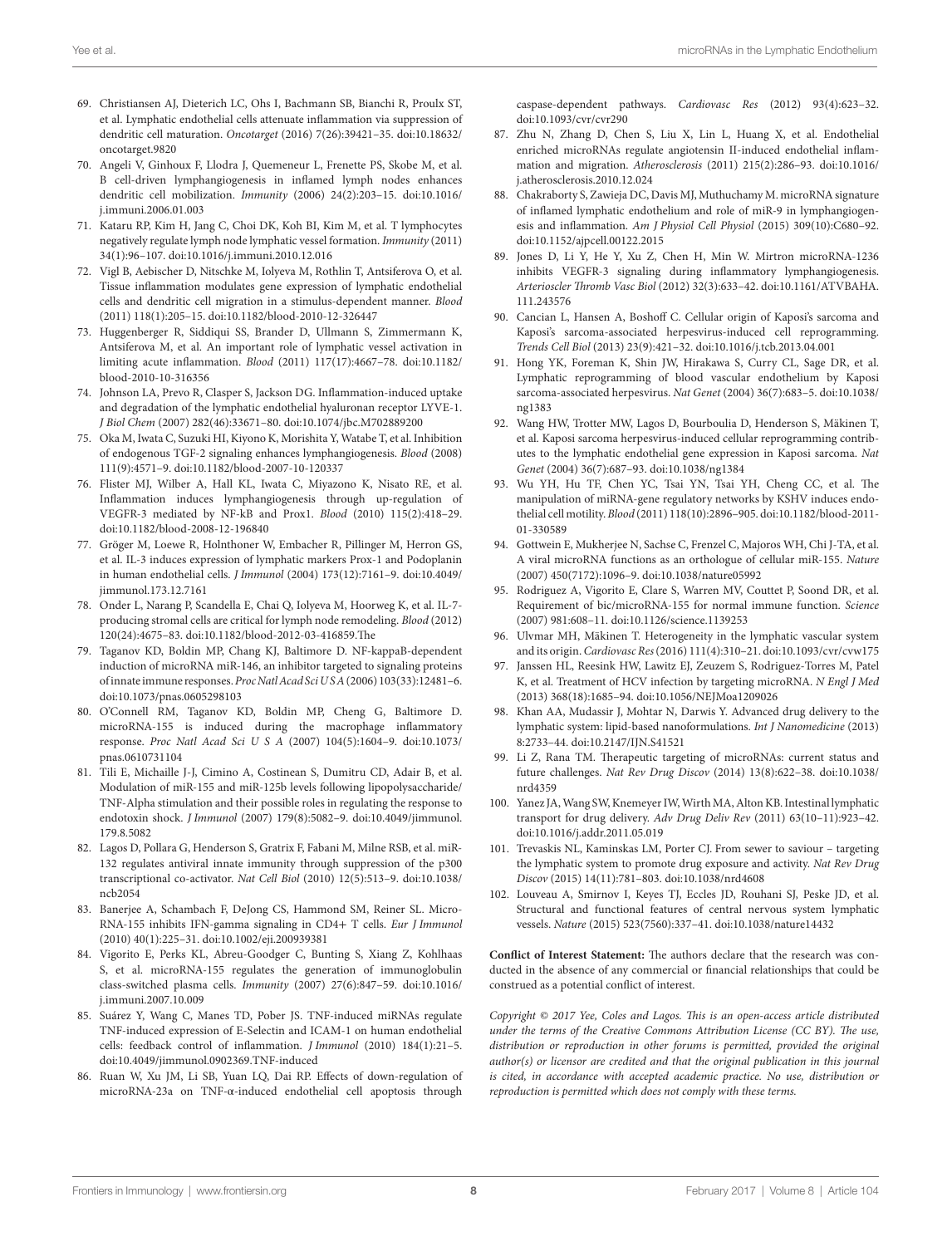69. Christiansen AJ, Dieterich LC, Ohs I, Bachmann SB, Bianchi R, Proulx ST, et al. Lymphatic endothelial cells attenuate inflammation via suppression of dendritic cell maturation. *Oncotarget* (2016) 7(26):39421–35. doi:10.18632/oncotarget.9820
70. Angeli V, Ginhoux F, Llodra J, Quemeneur L, Frenette PS, Skobe M, et al. B cell-driven lymphangiogenesis in inflamed lymph nodes enhances dendritic cell mobilization. *Immunity* (2006) 24(2):203–15. doi:10.1016/j.immuni.2006.01.003
71. Kataru RP, Kim H, Jang C, Choi DK, Koh BI, Kim M, et al. T lymphocytes negatively regulate lymph node lymphatic vessel formation. *Immunity* (2011) 34(1):96–107. doi:10.1016/j.immuni.2010.12.016
72. Vigl B, Aebischer D, Nitschke M, Iolyeva M, Rothlin T, Antsiferova O, et al. Tissue inflammation modulates gene expression of lymphatic endothelial cells and dendritic cell migration in a stimulus-dependent manner. *Blood* (2011) 118(1):205–15. doi:10.1182/blood-2010-12-326447
73. Huggenberger R, Siddiqui SS, Brander D, Ullmann S, Zimmermann K, Antsiferova M, et al. An important role of lymphatic vessel activation in limiting acute inflammation. *Blood* (2011) 117(17):4667–78. doi:10.1182/blood-2010-10-316356
74. Johnson LA, Prevo R, Clasper S, Jackson DG. Inflammation-induced uptake and degradation of the lymphatic endothelial hyaluronan receptor LYVE-1. *J Biol Chem* (2007) 282(46):33671–80. doi:10.1074/jbc.M702889200
75. Oka M, Iwata C, Suzuki HI, Kiyono K, Morishita Y, Watabe T, et al. Inhibition of endogenous TGF-2 signaling enhances lymphangiogenesis. *Blood* (2008) 111(9):4571–9. doi:10.1182/blood-2007-10-120337
76. Flister MJ, Wilber A, Hall KL, Iwata C, Miyazono K, Nisato RE, et al. Inflammation induces lymphangiogenesis through up-regulation of VEGFR-3 mediated by NF-kB and Prox1. *Blood* (2010) 115(2):418–29. doi:10.1182/blood-2008-12-196840
77. Gröger M, Loewe R, Holnthoner W, Embacher R, Pillinger M, Herron GS, et al. IL-3 induces expression of lymphatic markers Prox-1 and Podoplanin in human endothelial cells. *J Immunol* (2004) 173(12):7161–9. doi:10.4049/jimmunol.173.12.7161
78. Onder L, Narang P, Scandella E, Chai Q, Iolyeva M, Hoorweg K, et al. IL-7-producing stromal cells are critical for lymph node remodeling. *Blood* (2012) 120(24):4675–83. doi:10.1182/blood-2012-03-416859.The
79. Taganov KD, Boldin MP, Chang KJ, Baltimore D. NF-kappaB-dependent induction of microRNA miR-146, an inhibitor targeted to signaling proteins of innate immune responses. *Proc Natl Acad Sci U S A* (2006) 103(33):12481–6. doi:10.1073/pnas.0605298103
80. O'Connell RM, Taganov KD, Boldin MP, Cheng G, Baltimore D. microRNA-155 is induced during the macrophage inflammatory response. *Proc Natl Acad Sci U S A* (2007) 104(5):1604–9. doi:10.1073/pnas.0610731104
81. Tili E, Michaille J-J, Cimino A, Costinean S, Dumitru CD, Adair B, et al. Modulation of miR-155 and miR-125b levels following lipopolysaccharide/TNF-Alpha stimulation and their possible roles in regulating the response to endotoxin shock. *J Immunol* (2007) 179(8):5082–9. doi:10.4049/jimmunol.179.8.5082
82. Lagos D, Pollara G, Henderson S, Gratrix F, Fabani M, Milne RSB, et al. miR-132 regulates antiviral innate immunity through suppression of the p300 transcriptional co-activator. *Nat Cell Biol* (2010) 12(5):513–9. doi:10.1038/ncb2054
83. Banerjee A, Schambach F, DeJong CS, Hammond SM, Reiner SL. Micro-RNA-155 inhibits IFN-gamma signaling in CD4+ T cells. *Eur J Immunol* (2010) 40(1):225–31. doi:10.1002/eji.200939381
84. Vigorito E, Perks KL, Abreu-Goodger C, Bunting S, Xiang Z, Kohlhaas S, et al. microRNA-155 regulates the generation of immunoglobulin class-switched plasma cells. *Immunity* (2007) 27(6):847–59. doi:10.1016/j.immuni.2007.10.009
85. Suárez Y, Wang C, Manes TD, Pober JS. TNF-induced miRNAs regulate TNF-induced expression of E-Selectin and ICAM-1 on human endothelial cells: feedback control of inflammation. *J Immunol* (2010) 184(1):21–5. doi:10.4049/jimmunol.0902369.TNF-induced
86. Ruan W, Xu JM, Li SB, Yuan LQ, Dai RP. Effects of down-regulation of microRNA-23a on TNF-α-induced endothelial cell apoptosis through caspase-dependent pathways. *Cardiovasc Res* (2012) 93(4):623–32. doi:10.1093/cvr/cvr290
87. Zhu N, Zhang D, Chen S, Liu X, Lin L, Huang X, et al. Endothelial enriched microRNAs regulate angiotensin II-induced endothelial inflammation and migration. *Atherosclerosis* (2011) 215(2):286–93. doi:10.1016/j.atherosclerosis.2010.12.024
88. Chakraborty S, Zawieja DC, Davis MJ, Muthuchamy M. microRNA signature of inflamed lymphatic endothelium and role of miR-9 in lymphangiogenesis and inflammation. *Am J Physiol Cell Physiol* (2015) 309(10):C680–92. doi:10.1152/ajpcell.00122.2015
89. Jones D, Li Y, He Y, Xu Z, Chen H, Min W. Mirtron microRNA-1236 inhibits VEGFR-3 signaling during inflammatory lymphangiogenesis. *Arterioscler Thromb Vasc Biol* (2012) 32(3):633–42. doi:10.1161/ATVBAHA.111.243576
90. Cancian L, Hansen A, Boshoff C. Cellular origin of Kaposi's sarcoma and Kaposi's sarcoma-associated herpesvirus-induced cell reprogramming. *Trends Cell Biol* (2013) 23(9):421–32. doi:10.1016/j.tcb.2013.04.001
91. Hong YK, Foreman K, Shin JW, Hirakawa S, Curry CL, Sage DR, et al. Lymphatic reprogramming of blood vascular endothelium by Kaposi sarcoma-associated herpesvirus. *Nat Genet* (2004) 36(7):683–5. doi:10.1038/ng1383
92. Wang HW, Trotter MW, Lagos D, Bourboulia D, Henderson S, Mäkinen T, et al. Kaposi sarcoma herpesvirus-induced cellular reprogramming contributes to the lymphatic endothelial gene expression in Kaposi sarcoma. *Nat Genet* (2004) 36(7):687–93. doi:10.1038/ng1384
93. Wu YH, Hu TF, Chen YC, Tsai YN, Tsai YH, Cheng CC, et al. The manipulation of miRNA-gene regulatory networks by KSHV induces endothelial cell motility. *Blood* (2011) 118(10):2896–905. doi:10.1182/blood-2011-01-330589
94. Gottwein E, Mukherjee N, Sachse C, Frenzel C, Majoros WH, Chi J-TA, et al. A viral microRNA functions as an orthologue of cellular miR-155. *Nature* (2007) 450(7172):1096–9. doi:10.1038/nature05992
95. Rodriguez A, Vigorito E, Clare S, Warren MV, Couttet P, Soond DR, et al. Requirement of bic/microRNA-155 for normal immune function. *Science* (2007) 981:608–11. doi:10.1126/science.1139253
96. Ulvmar MH, Mäkinen T. Heterogeneity in the lymphatic vascular system and its origin. *Cardiovasc Res* (2016) 111(4):310–21. doi:10.1093/cvr/cvw175
97. Janssen HL, Reesink HW, Lawitz EJ, Zeuzem S, Rodriguez-Torres M, Patel K, et al. Treatment of HCV infection by targeting microRNA. *N Engl J Med* (2013) 368(18):1685–94. doi:10.1056/NEJMoa1209026
98. Khan AA, Mudassir J, Mohtar N, Darwis Y. Advanced drug delivery to the lymphatic system: lipid-based nanoformulations. *Int J Nanomedicine* (2013) 8:2733–44. doi:10.2147/IJN.S41521
99. Li Z, Rana TM. Therapeutic targeting of microRNAs: current status and future challenges. *Nat Rev Drug Discov* (2014) 13(8):622–38. doi:10.1038/nrd4359
100. Yanez JA, Wang SW, Knemeyer IW, Wirth MA, Alton KB. Intestinal lymphatic transport for drug delivery. *Adv Drug Deliv Rev* (2011) 63(10–11):923–42. doi:10.1016/j.addr.2011.05.019
101. Trevaskis NL, Kaminskas LM, Porter CJ. From sewer to saviour – targeting the lymphatic system to promote drug exposure and activity. *Nat Rev Drug Discov* (2015) 14(11):781–803. doi:10.1038/nrd4608
102. Louveau A, Smirnov I, Keyes TJ, Eccles JD, Rouhani SJ, Peske JD, et al. Structural and functional features of central nervous system lymphatic vessels. *Nature* (2015) 523(7560):337–41. doi:10.1038/nature14432

**Conflict of Interest Statement:** The authors declare that the research was conducted in the absence of any commercial or financial relationships that could be construed as a potential conflict of interest.

*Copyright © 2017 Yee, Coles and Lagos. This is an open-access article distributed under the terms of the Creative Commons Attribution License (CC BY). The use, distribution or reproduction in other forums is permitted, provided the original author(s) or licensor are credited and that the original publication in this journal is cited, in accordance with accepted academic practice. No use, distribution or reproduction is permitted which does not comply with these terms.*